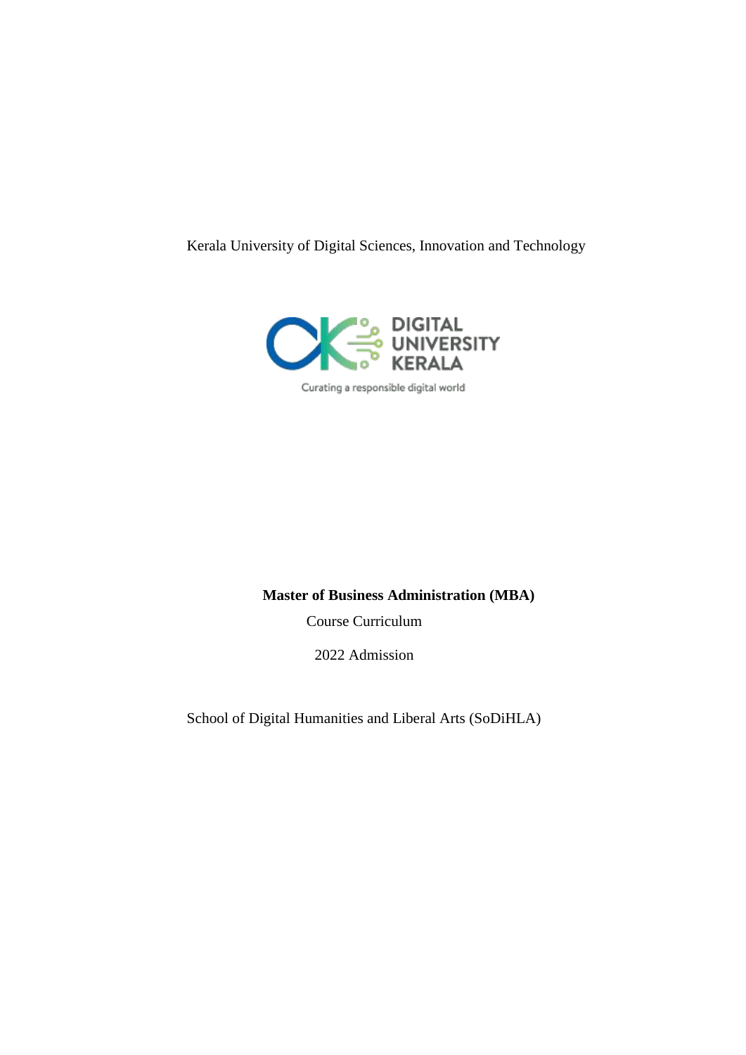Kerala University of Digital Sciences, Innovation and Technology

DIGITAL UNIVERSITY KERALA

Curating a responsible digital world

**Master of Business Administration (MBA)**

Course Curriculum

2022 Admission

School of Digital Humanities and Liberal Arts (SoDiHLA)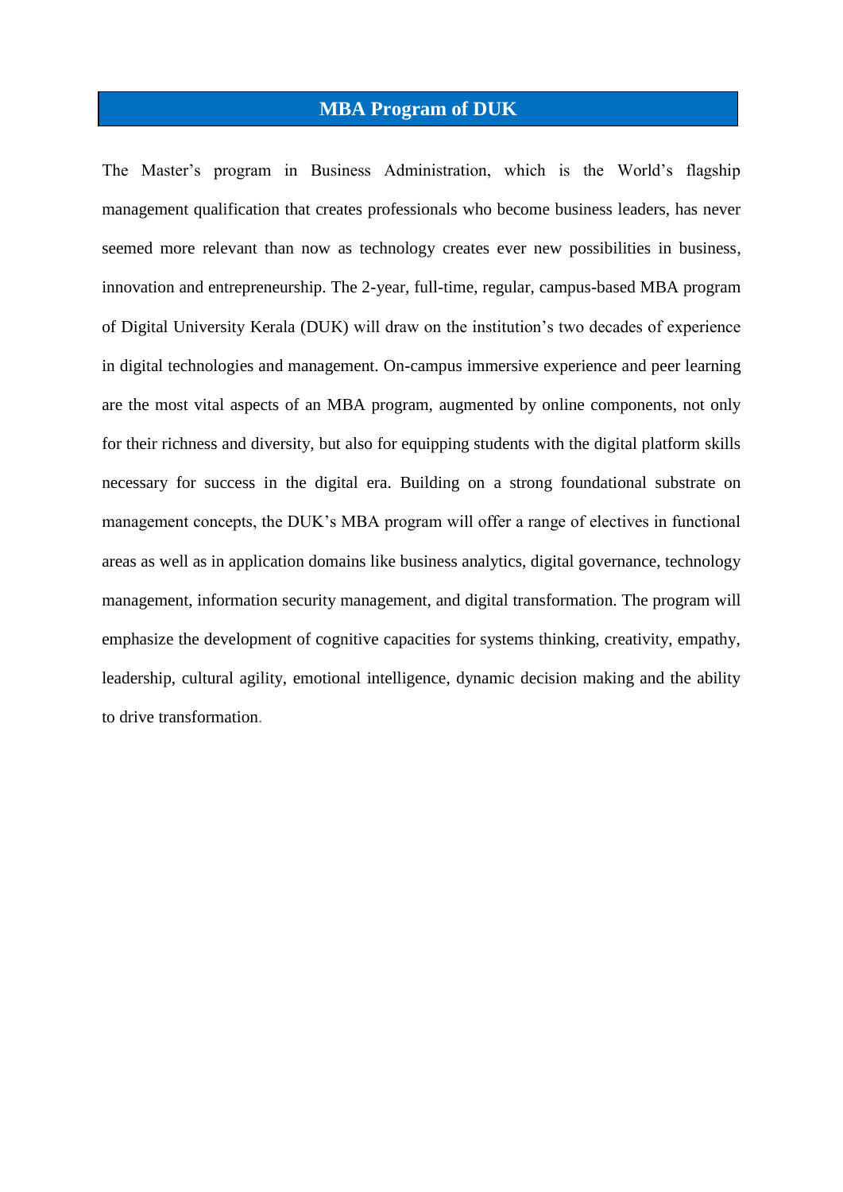## MBA Program of DUK

The Master's program in Business Administration, which is the World's flagship management qualification that creates professionals who become business leaders, has never seemed more relevant than now as technology creates ever new possibilities in business, innovation and entrepreneurship. The 2-year, full-time, regular, campus-based MBA program of Digital University Kerala (DUK) will draw on the institution's two decades of experience in digital technologies and management. On-campus immersive experience and peer learning are the most vital aspects of an MBA program, augmented by online components, not only for their richness and diversity, but also for equipping students with the digital platform skills necessary for success in the digital era. Building on a strong foundational substrate on management concepts, the DUK's MBA program will offer a range of electives in functional areas as well as in application domains like business analytics, digital governance, technology management, information security management, and digital transformation. The program will emphasize the development of cognitive capacities for systems thinking, creativity, empathy, leadership, cultural agility, emotional intelligence, dynamic decision making and the ability to drive transformation.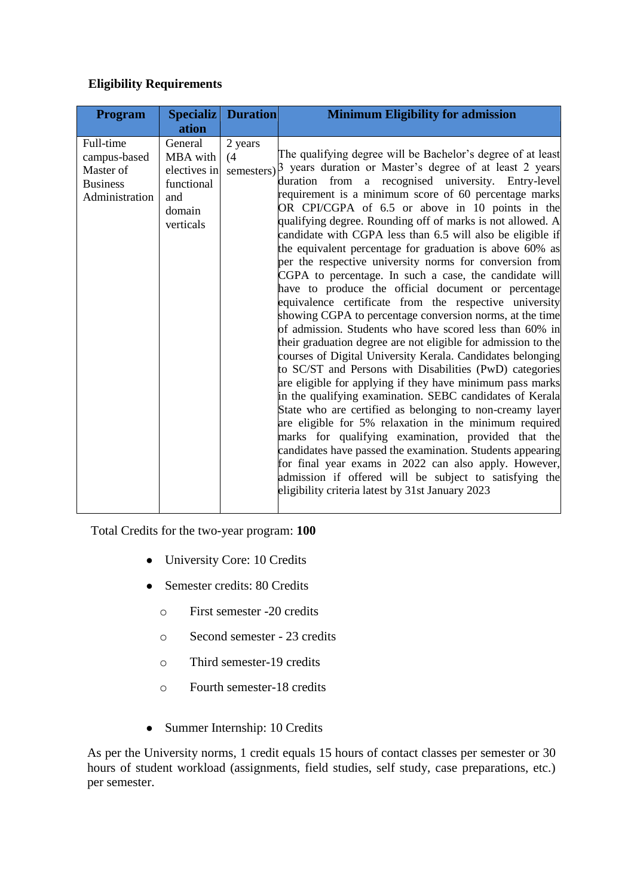**Eligibility Requirements**

| Program | Specialization | Duration | Minimum Eligibility for admission |
|---|---|---|---|
| Full-time campus-based Master of Business Administration | General MBA with electives in functional and domain verticals | 2 years (4 semesters) | The qualifying degree will be Bachelor's degree of at least 3 years duration or Master's degree of at least 2 years duration from a recognised university. Entry-level requirement is a minimum score of 60 percentage marks OR CPI/CGPA of 6.5 or above in 10 points in the qualifying degree. Rounding off of marks is not allowed. A candidate with CGPA less than 6.5 will also be eligible if the equivalent percentage for graduation is above 60% as per the respective university norms for conversion from CGPA to percentage. In such a case, the candidate will have to produce the official document or percentage equivalence certificate from the respective university showing CGPA to percentage conversion norms, at the time of admission. Students who have scored less than 60% in their graduation degree are not eligible for admission to the courses of Digital University Kerala. Candidates belonging to SC/ST and Persons with Disabilities (PwD) categories are eligible for applying if they have minimum pass marks in the qualifying examination. SEBC candidates of Kerala State who are certified as belonging to non-creamy layer are eligible for 5% relaxation in the minimum required marks for qualifying examination, provided that the candidates have passed the examination. Students appearing for final year exams in 2022 can also apply. However, admission if offered will be subject to satisfying the eligibility criteria latest by 31st January 2023 |

Total Credits for the two-year program: **100**

- University Core: 10 Credits
- Semester credits: 80 Credits
  - First semester -20 credits
  - Second semester - 23 credits
  - Third semester-19 credits
  - Fourth semester-18 credits
- Summer Internship: 10 Credits

As per the University norms, 1 credit equals 15 hours of contact classes per semester or 30 hours of student workload (assignments, field studies, self study, case preparations, etc.) per semester.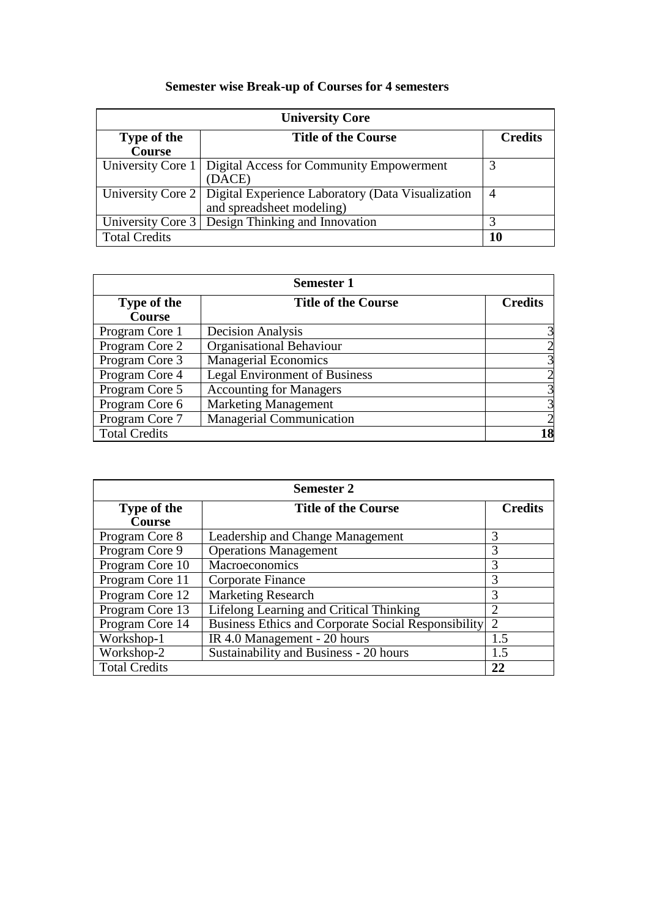### Semester wise Break-up of Courses for 4 semesters

| **University Core** | | |
|---|---|---|
| **Type of the Course** | **Title of the Course** | **Credits** |
| University Core 1 | Digital Access for Community Empowerment (DACE) | 3 |
| University Core 2 | Digital Experience Laboratory (Data Visualization and spreadsheet modeling) | 4 |
| University Core 3 | Design Thinking and Innovation | 3 |
| Total Credits | | **10** |

| **Semester 1** | | |
|---|---|---|
| **Type of the Course** | **Title of the Course** | **Credits** |
| Program Core 1 | Decision Analysis | 3 |
| Program Core 2 | Organisational Behaviour | 2 |
| Program Core 3 | Managerial Economics | 3 |
| Program Core 4 | Legal Environment of Business | 2 |
| Program Core 5 | Accounting for Managers | 3 |
| Program Core 6 | Marketing Management | 3 |
| Program Core 7 | Managerial Communication | 2 |
| Total Credits | | **18** |

| **Semester 2** | | |
|---|---|---|
| **Type of the Course** | **Title of the Course** | **Credits** |
| Program Core 8 | Leadership and Change Management | 3 |
| Program Core 9 | Operations Management | 3 |
| Program Core 10 | Macroeconomics | 3 |
| Program Core 11 | Corporate Finance | 3 |
| Program Core 12 | Marketing Research | 3 |
| Program Core 13 | Lifelong Learning and Critical Thinking | 2 |
| Program Core 14 | Business Ethics and Corporate Social Responsibility | 2 |
| Workshop-1 | IR 4.0 Management - 20 hours | 1.5 |
| Workshop-2 | Sustainability and Business - 20 hours | 1.5 |
| Total Credits | | **22** |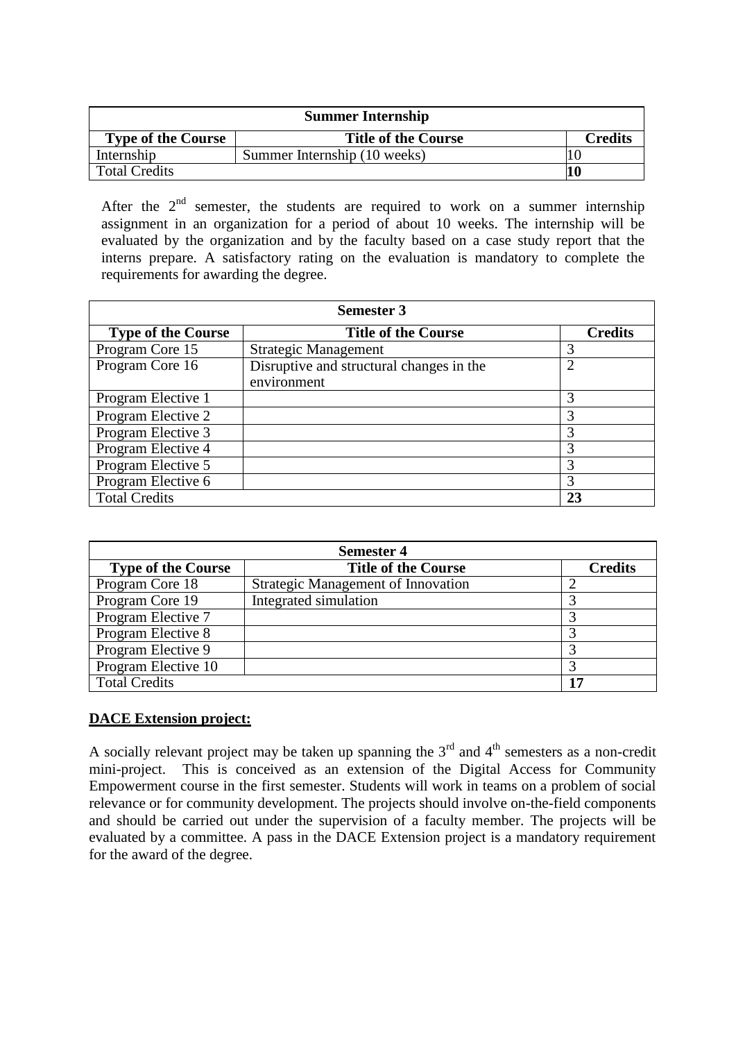| Summer Internship | | |
|---|---|---|
| **Type of the Course** | **Title of the Course** | **Credits** |
| Internship | Summer Internship (10 weeks) | 10 |
| Total Credits | | **10** |

After the 2nd semester, the students are required to work on a summer internship assignment in an organization for a period of about 10 weeks. The internship will be evaluated by the organization and by the faculty based on a case study report that the interns prepare. A satisfactory rating on the evaluation is mandatory to complete the requirements for awarding the degree.

| Semester 3 | | |
|---|---|---|
| **Type of the Course** | **Title of the Course** | **Credits** |
| Program Core 15 | Strategic Management | 3 |
| Program Core 16 | Disruptive and structural changes in the environment | 2 |
| Program Elective 1 | | 3 |
| Program Elective 2 | | 3 |
| Program Elective 3 | | 3 |
| Program Elective 4 | | 3 |
| Program Elective 5 | | 3 |
| Program Elective 6 | | 3 |
| Total Credits | | **23** |

| Semester 4 | | |
|---|---|---|
| **Type of the Course** | **Title of the Course** | **Credits** |
| Program Core 18 | Strategic Management of Innovation | 2 |
| Program Core 19 | Integrated simulation | 3 |
| Program Elective 7 | | 3 |
| Program Elective 8 | | 3 |
| Program Elective 9 | | 3 |
| Program Elective 10 | | 3 |
| Total Credits | | **17** |

**DACE Extension project:**

A socially relevant project may be taken up spanning the 3rd and 4th semesters as a non-credit mini-project. This is conceived as an extension of the Digital Access for Community Empowerment course in the first semester. Students will work in teams on a problem of social relevance or for community development. The projects should involve on-the-field components and should be carried out under the supervision of a faculty member. The projects will be evaluated by a committee. A pass in the DACE Extension project is a mandatory requirement for the award of the degree.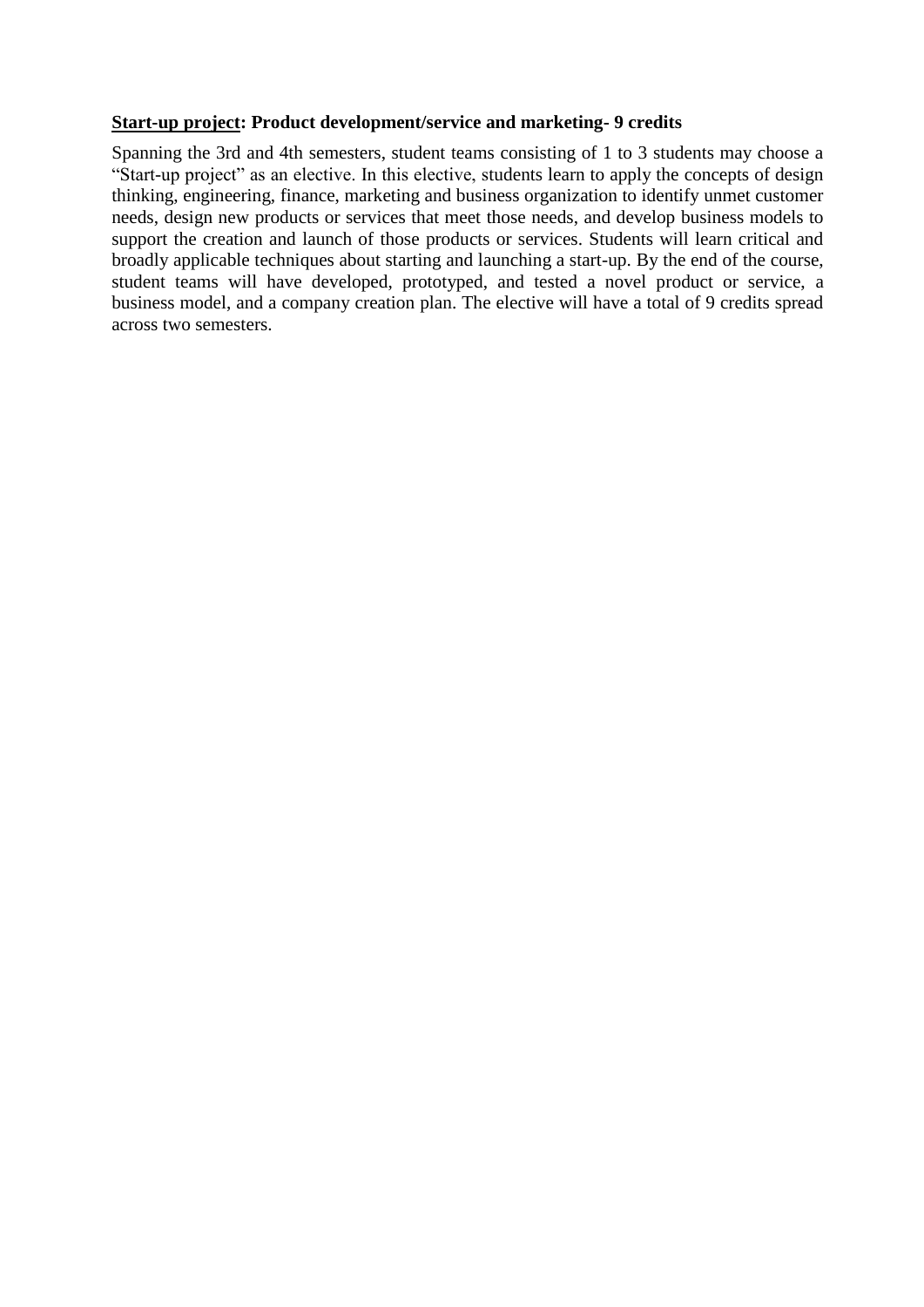**<u>Start-up project</u>: Product development/service and marketing- 9 credits**

Spanning the 3rd and 4th semesters, student teams consisting of 1 to 3 students may choose a "Start-up project" as an elective. In this elective, students learn to apply the concepts of design thinking, engineering, finance, marketing and business organization to identify unmet customer needs, design new products or services that meet those needs, and develop business models to support the creation and launch of those products or services. Students will learn critical and broadly applicable techniques about starting and launching a start-up. By the end of the course, student teams will have developed, prototyped, and tested a novel product or service, a business model, and a company creation plan. The elective will have a total of 9 credits spread across two semesters.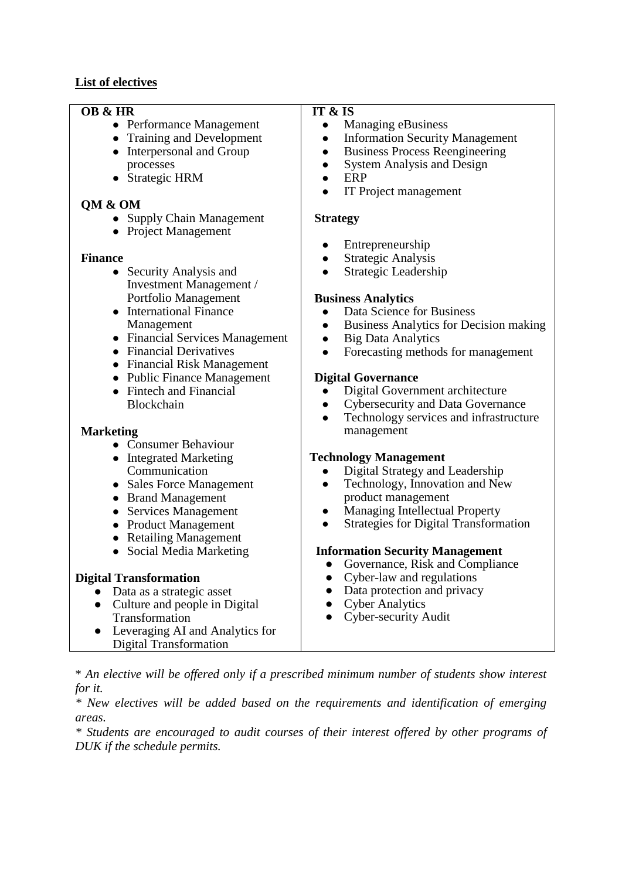**List of electives**

**OB & HR**

- Performance Management
- Training and Development
- Interpersonal and Group processes
- Strategic HRM

**QM & OM**

- Supply Chain Management
- Project Management

**Finance**

- Security Analysis and Investment Management / Portfolio Management
- International Finance Management
- Financial Services Management
- Financial Derivatives
- Financial Risk Management
- Public Finance Management
- Fintech and Financial Blockchain

**Marketing**

- Consumer Behaviour
- Integrated Marketing Communication
- Sales Force Management
- Brand Management
- Services Management
- Product Management
- Retailing Management
- Social Media Marketing

**Digital Transformation**

- Data as a strategic asset
- Culture and people in Digital Transformation
- Leveraging AI and Analytics for Digital Transformation

**IT & IS**

- Managing eBusiness
- Information Security Management
- Business Process Reengineering
- System Analysis and Design
- ERP
- IT Project management

**Strategy**

- Entrepreneurship
- Strategic Analysis
- Strategic Leadership

**Business Analytics**

- Data Science for Business
- Business Analytics for Decision making
- Big Data Analytics
- Forecasting methods for management

**Digital Governance**

- Digital Government architecture
- Cybersecurity and Data Governance
- Technology services and infrastructure management

**Technology Management**

- Digital Strategy and Leadership
- Technology, Innovation and New product management
- Managing Intellectual Property
- Strategies for Digital Transformation

**Information Security Management**

- Governance, Risk and Compliance
- Cyber-law and regulations
- Data protection and privacy
- Cyber Analytics
- Cyber-security Audit

\* *An elective will be offered only if a prescribed minimum number of students show interest for it.*

\* *New electives will be added based on the requirements and identification of emerging areas.*

\* *Students are encouraged to audit courses of their interest offered by other programs of DUK if the schedule permits.*